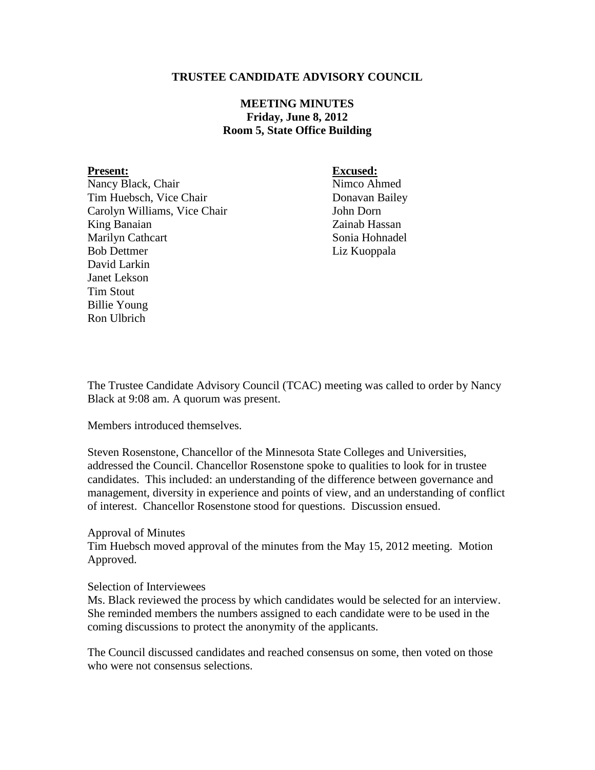**TRUSTEE CANDIDATE ADVISORY COUNCIL**

**MEETING MINUTES**
**Friday, June 8, 2012**
**Room 5, State Office Building**

**Present:**
Nancy Black, Chair
Tim Huebsch, Vice Chair
Carolyn Williams, Vice Chair
King Banaian
Marilyn Cathcart
Bob Dettmer
David Larkin
Janet Lekson
Tim Stout
Billie Young
Ron Ulbrich

**Excused:**
Nimco Ahmed
Donavan Bailey
John Dorn
Zainab Hassan
Sonia Hohnadel
Liz Kuoppala

The Trustee Candidate Advisory Council (TCAC) meeting was called to order by Nancy Black at 9:08 am. A quorum was present.

Members introduced themselves.

Steven Rosenstone, Chancellor of the Minnesota State Colleges and Universities, addressed the Council. Chancellor Rosenstone spoke to qualities to look for in trustee candidates. This included: an understanding of the difference between governance and management, diversity in experience and points of view, and an understanding of conflict of interest. Chancellor Rosenstone stood for questions. Discussion ensued.

Approval of Minutes
Tim Huebsch moved approval of the minutes from the May 15, 2012 meeting. Motion Approved.

Selection of Interviewees
Ms. Black reviewed the process by which candidates would be selected for an interview. She reminded members the numbers assigned to each candidate were to be used in the coming discussions to protect the anonymity of the applicants.

The Council discussed candidates and reached consensus on some, then voted on those who were not consensus selections.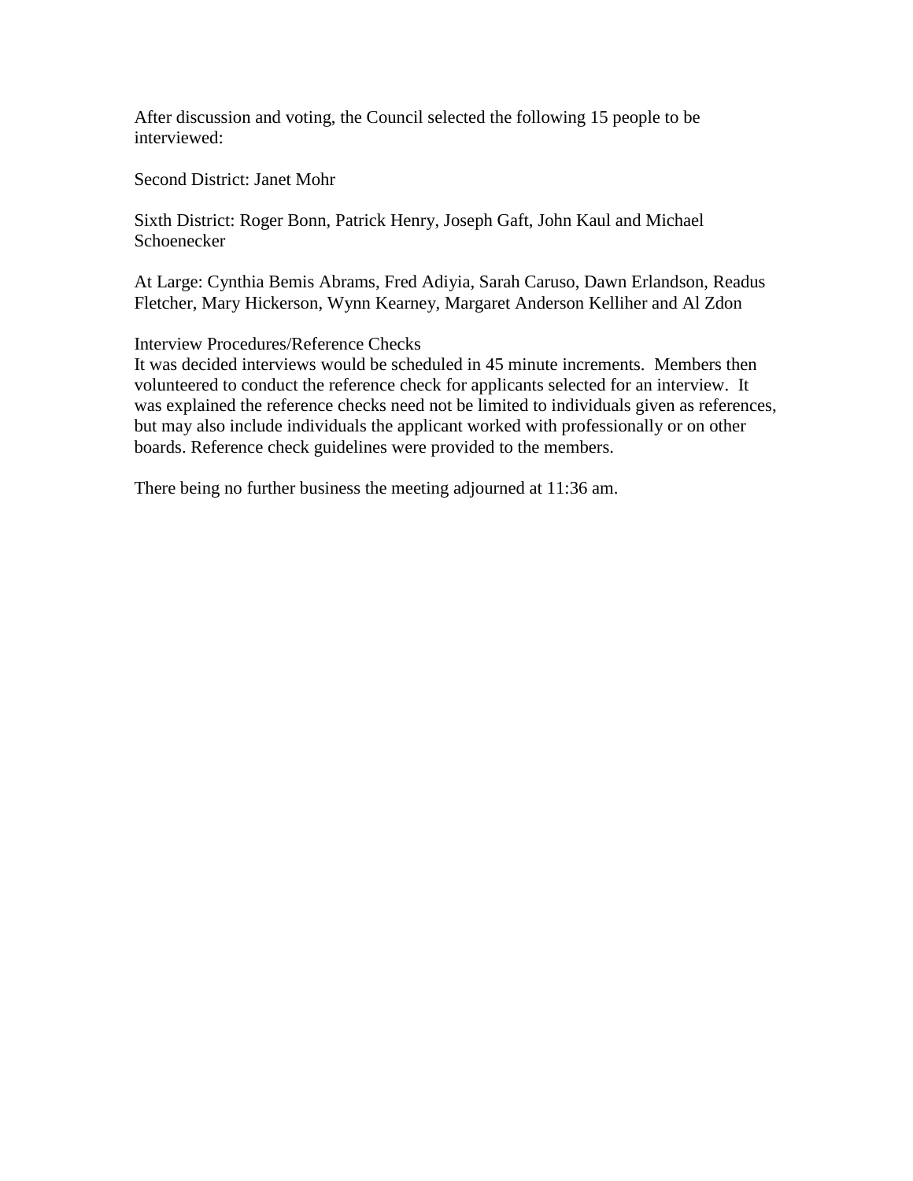After discussion and voting, the Council selected the following 15 people to be interviewed:

Second District: Janet Mohr

Sixth District: Roger Bonn, Patrick Henry, Joseph Gaft, John Kaul and Michael Schoenecker

At Large: Cynthia Bemis Abrams, Fred Adiyia, Sarah Caruso, Dawn Erlandson, Readus Fletcher, Mary Hickerson, Wynn Kearney, Margaret Anderson Kelliher and Al Zdon

Interview Procedures/Reference Checks

It was decided interviews would be scheduled in 45 minute increments. Members then volunteered to conduct the reference check for applicants selected for an interview. It was explained the reference checks need not be limited to individuals given as references, but may also include individuals the applicant worked with professionally or on other boards. Reference check guidelines were provided to the members.

There being no further business the meeting adjourned at 11:36 am.